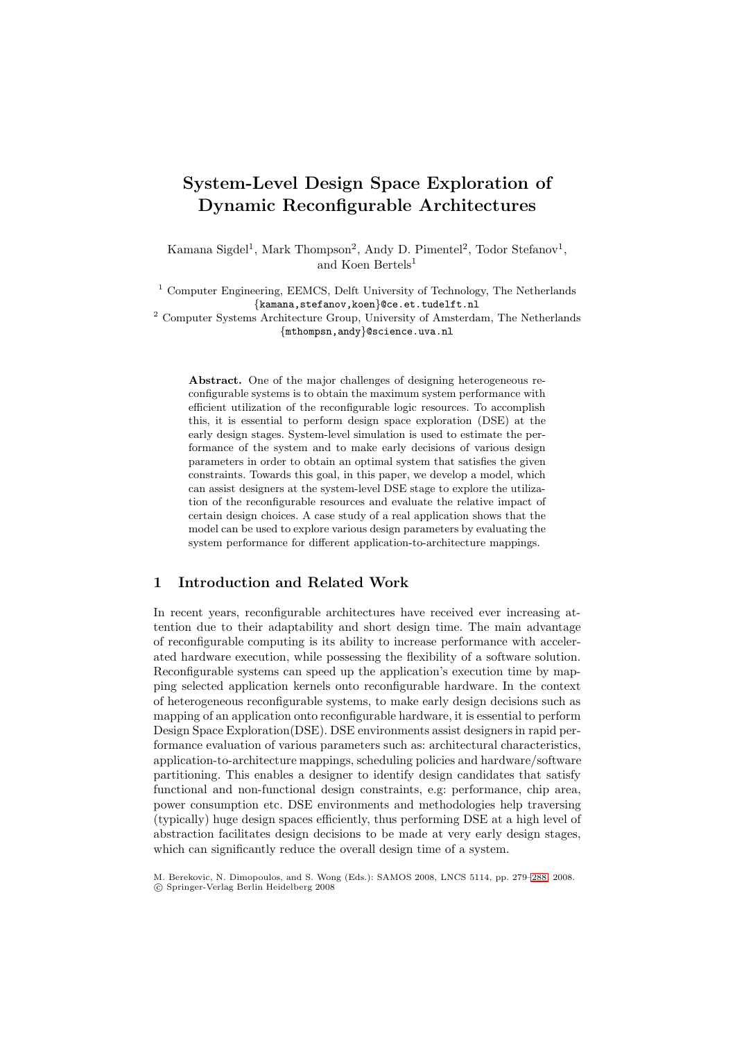# System-Level Design Space Exploration of Dynamic Reconfigurable Architectures

Kamana Sigdel[1], Mark Thompson[2], Andy D. Pimentel[2], Todor Stefanov[1], and Koen Bertels[1]

[1] Computer Engineering, EEMCS, Delft University of Technology, The Netherlands
{kamana,stefanov,koen}@ce.et.tudelft.nl

[2] Computer Systems Architecture Group, University of Amsterdam, The Netherlands
{mthompsn,andy}@science.uva.nl

**Abstract.** One of the major challenges of designing heterogeneous reconfigurable systems is to obtain the maximum system performance with efficient utilization of the reconfigurable logic resources. To accomplish this, it is essential to perform design space exploration (DSE) at the early design stages. System-level simulation is used to estimate the performance of the system and to make early decisions of various design parameters in order to obtain an optimal system that satisfies the given constraints. Towards this goal, in this paper, we develop a model, which can assist designers at the system-level DSE stage to explore the utilization of the reconfigurable resources and evaluate the relative impact of certain design choices. A case study of a real application shows that the model can be used to explore various design parameters by evaluating the system performance for different application-to-architecture mappings.

## 1 Introduction and Related Work

In recent years, reconfigurable architectures have received ever increasing attention due to their adaptability and short design time. The main advantage of reconfigurable computing is its ability to increase performance with accelerated hardware execution, while possessing the flexibility of a software solution. Reconfigurable systems can speed up the application's execution time by mapping selected application kernels onto reconfigurable hardware. In the context of heterogeneous reconfigurable systems, to make early design decisions such as mapping of an application onto reconfigurable hardware, it is essential to perform Design Space Exploration(DSE). DSE environments assist designers in rapid performance evaluation of various parameters such as: architectural characteristics, application-to-architecture mappings, scheduling policies and hardware/software partitioning. This enables a designer to identify design candidates that satisfy functional and non-functional design constraints, e.g: performance, chip area, power consumption etc. DSE environments and methodologies help traversing (typically) huge design spaces efficiently, thus performing DSE at a high level of abstraction facilitates design decisions to be made at very early design stages, which can significantly reduce the overall design time of a system.

M. Berekovic, N. Dimopoulos, and S. Wong (Eds.): SAMOS 2008, LNCS 5114, pp. 279–288, 2008.
© Springer-Verlag Berlin Heidelberg 2008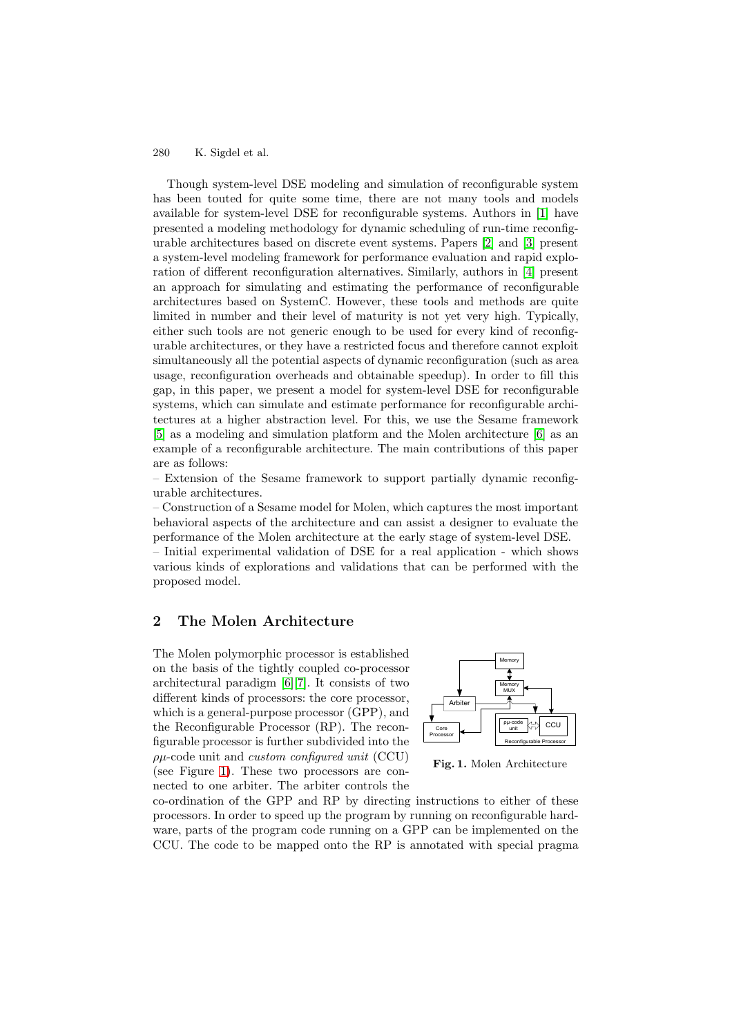Though system-level DSE modeling and simulation of reconfigurable system has been touted for quite some time, there are not many tools and models available for system-level DSE for reconfigurable systems. Authors in [1] have presented a modeling methodology for dynamic scheduling of run-time reconfigurable architectures based on discrete event systems. Papers [2] and [3] present a system-level modeling framework for performance evaluation and rapid exploration of different reconfiguration alternatives. Similarly, authors in [4] present an approach for simulating and estimating the performance of reconfigurable architectures based on SystemC. However, these tools and methods are quite limited in number and their level of maturity is not yet very high. Typically, either such tools are not generic enough to be used for every kind of reconfigurable architectures, or they have a restricted focus and therefore cannot exploit simultaneously all the potential aspects of dynamic reconfiguration (such as area usage, reconfiguration overheads and obtainable speedup). In order to fill this gap, in this paper, we present a model for system-level DSE for reconfigurable systems, which can simulate and estimate performance for reconfigurable architectures at a higher abstraction level. For this, we use the Sesame framework [5] as a modeling and simulation platform and the Molen architecture [6] as an example of a reconfigurable architecture. The main contributions of this paper are as follows:

– Extension of the Sesame framework to support partially dynamic reconfigurable architectures.
– Construction of a Sesame model for Molen, which captures the most important behavioral aspects of the architecture and can assist a designer to evaluate the performance of the Molen architecture at the early stage of system-level DSE.
– Initial experimental validation of DSE for a real application - which shows various kinds of explorations and validations that can be performed with the proposed model.

## 2 The Molen Architecture

The Molen polymorphic processor is established on the basis of the tightly coupled co-processor architectural paradigm [6][7]. It consists of two different kinds of processors: the core processor, which is a general-purpose processor (GPP), and the Reconfigurable Processor (RP). The reconfigurable processor is further subdivided into the $\rho\mu$-code unit and *custom configured unit* (CCU) (see Figure 1). These two processors are connected to one arbiter. The arbiter controls the co-ordination of the GPP and RP by directing instructions to either of these processors. In order to speed up the program by running on reconfigurable hardware, parts of the program code running on a GPP can be implemented on the CCU. The code to be mapped onto the RP is annotated with special pragma

**Fig. 1.** Molen Architecture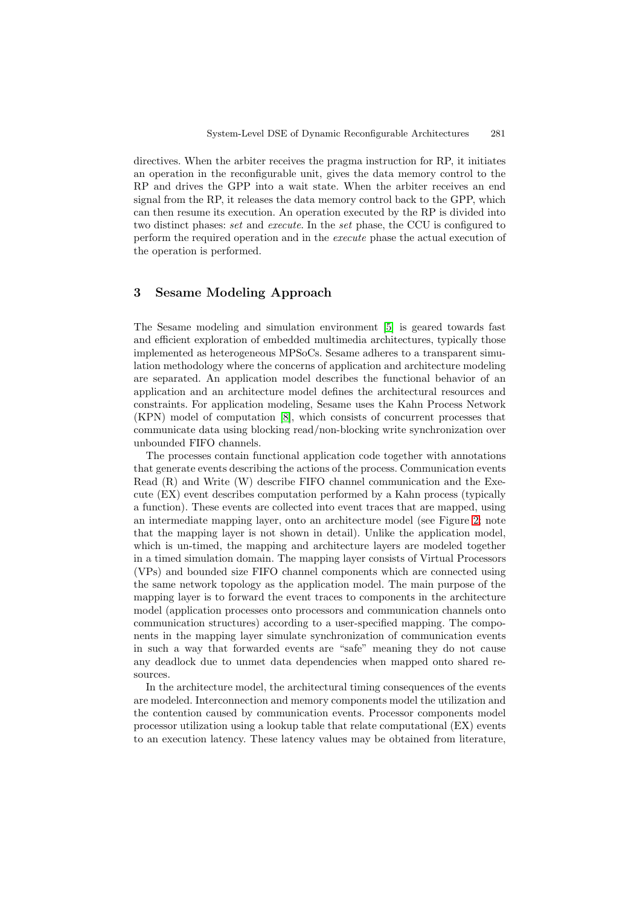directives. When the arbiter receives the pragma instruction for RP, it initiates an operation in the reconfigurable unit, gives the data memory control to the RP and drives the GPP into a wait state. When the arbiter receives an end signal from the RP, it releases the data memory control back to the GPP, which can then resume its execution. An operation executed by the RP is divided into two distinct phases: *set* and *execute*. In the *set* phase, the CCU is configured to perform the required operation and in the *execute* phase the actual execution of the operation is performed.

## 3 Sesame Modeling Approach

The Sesame modeling and simulation environment [5] is geared towards fast and efficient exploration of embedded multimedia architectures, typically those implemented as heterogeneous MPSoCs. Sesame adheres to a transparent simulation methodology where the concerns of application and architecture modeling are separated. An application model describes the functional behavior of an application and an architecture model defines the architectural resources and constraints. For application modeling, Sesame uses the Kahn Process Network (KPN) model of computation [8], which consists of concurrent processes that communicate data using blocking read/non-blocking write synchronization over unbounded FIFO channels.

The processes contain functional application code together with annotations that generate events describing the actions of the process. Communication events Read (R) and Write (W) describe FIFO channel communication and the Execute (EX) event describes computation performed by a Kahn process (typically a function). These events are collected into event traces that are mapped, using an intermediate mapping layer, onto an architecture model (see Figure 2; note that the mapping layer is not shown in detail). Unlike the application model, which is un-timed, the mapping and architecture layers are modeled together in a timed simulation domain. The mapping layer consists of Virtual Processors (VPs) and bounded size FIFO channel components which are connected using the same network topology as the application model. The main purpose of the mapping layer is to forward the event traces to components in the architecture model (application processes onto processors and communication channels onto communication structures) according to a user-specified mapping. The components in the mapping layer simulate synchronization of communication events in such a way that forwarded events are "safe" meaning they do not cause any deadlock due to unmet data dependencies when mapped onto shared resources.

In the architecture model, the architectural timing consequences of the events are modeled. Interconnection and memory components model the utilization and the contention caused by communication events. Processor components model processor utilization using a lookup table that relate computational (EX) events to an execution latency. These latency values may be obtained from literature,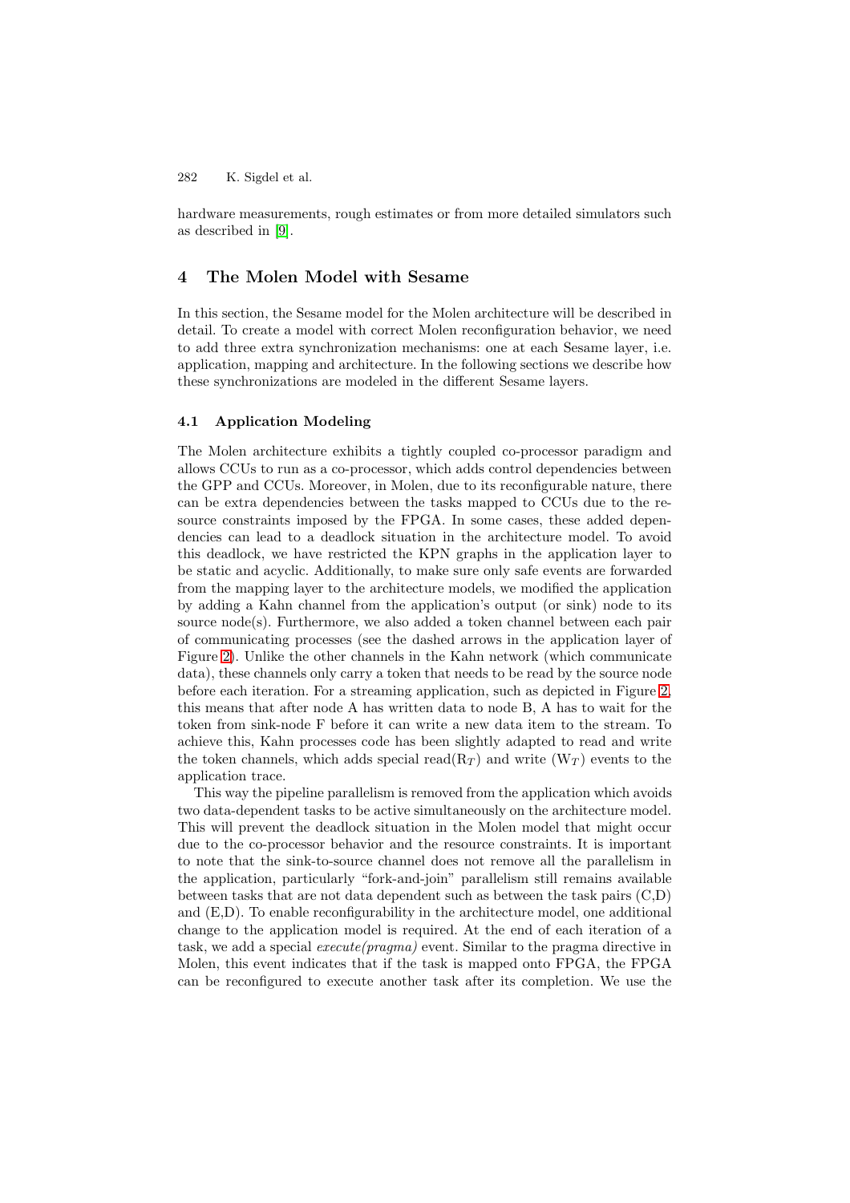hardware measurements, rough estimates or from more detailed simulators such as described in [9].

## 4 The Molen Model with Sesame

In this section, the Sesame model for the Molen architecture will be described in detail. To create a model with correct Molen reconfiguration behavior, we need to add three extra synchronization mechanisms: one at each Sesame layer, i.e. application, mapping and architecture. In the following sections we describe how these synchronizations are modeled in the different Sesame layers.

### 4.1 Application Modeling

The Molen architecture exhibits a tightly coupled co-processor paradigm and allows CCUs to run as a co-processor, which adds control dependencies between the GPP and CCUs. Moreover, in Molen, due to its reconfigurable nature, there can be extra dependencies between the tasks mapped to CCUs due to the resource constraints imposed by the FPGA. In some cases, these added dependencies can lead to a deadlock situation in the architecture model. To avoid this deadlock, we have restricted the KPN graphs in the application layer to be static and acyclic. Additionally, to make sure only safe events are forwarded from the mapping layer to the architecture models, we modified the application by adding a Kahn channel from the application's output (or sink) node to its source node(s). Furthermore, we also added a token channel between each pair of communicating processes (see the dashed arrows in the application layer of Figure 2). Unlike the other channels in the Kahn network (which communicate data), these channels only carry a token that needs to be read by the source node before each iteration. For a streaming application, such as depicted in Figure 2, this means that after node A has written data to node B, A has to wait for the token from sink-node F before it can write a new data item to the stream. To achieve this, Kahn processes code has been slightly adapted to read and write the token channels, which adds special read($R_T$) and write ($W_T$) events to the application trace.

This way the pipeline parallelism is removed from the application which avoids two data-dependent tasks to be active simultaneously on the architecture model. This will prevent the deadlock situation in the Molen model that might occur due to the co-processor behavior and the resource constraints. It is important to note that the sink-to-source channel does not remove all the parallelism in the application, particularly "fork-and-join" parallelism still remains available between tasks that are not data dependent such as between the task pairs (C,D) and (E,D). To enable reconfigurability in the architecture model, one additional change to the application model is required. At the end of each iteration of a task, we add a special *execute(pragma)* event. Similar to the pragma directive in Molen, this event indicates that if the task is mapped onto FPGA, the FPGA can be reconfigured to execute another task after its completion. We use the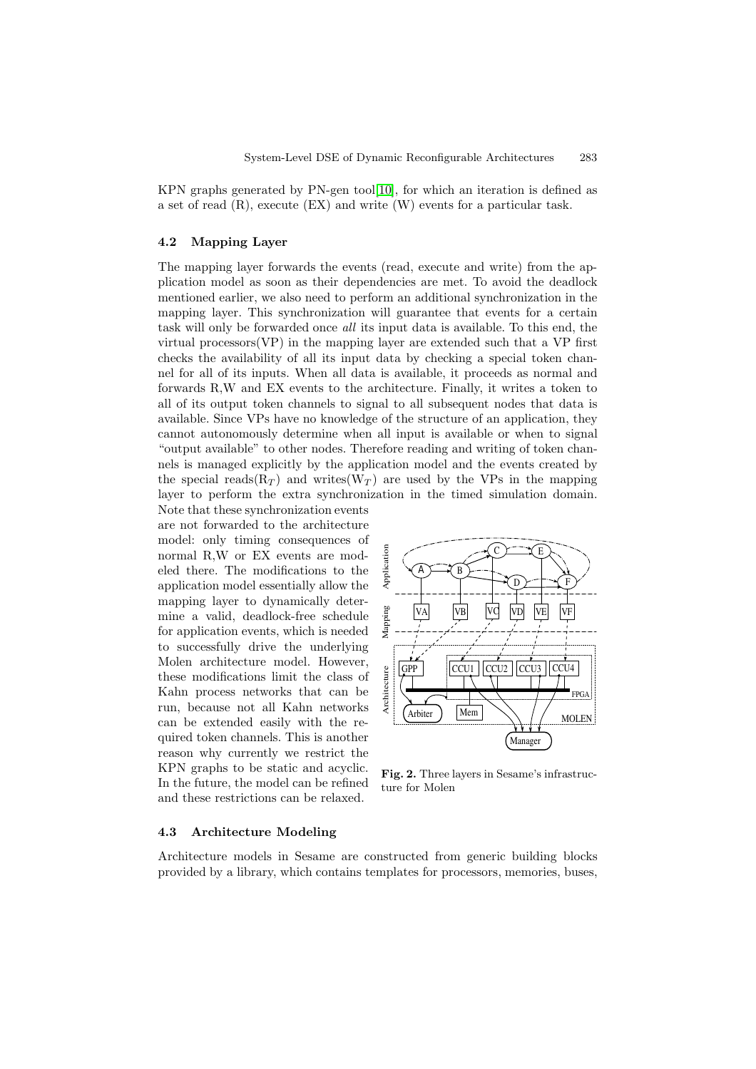KPN graphs generated by PN-gen tool[10], for which an iteration is defined as a set of read (R), execute (EX) and write (W) events for a particular task.

### 4.2 Mapping Layer

The mapping layer forwards the events (read, execute and write) from the application model as soon as their dependencies are met. To avoid the deadlock mentioned earlier, we also need to perform an additional synchronization in the mapping layer. This synchronization will guarantee that events for a certain task will only be forwarded once *all* its input data is available. To this end, the virtual processors(VP) in the mapping layer are extended such that a VP first checks the availability of all its input data by checking a special token channel for all of its inputs. When all data is available, it proceeds as normal and forwards R,W and EX events to the architecture. Finally, it writes a token to all of its output token channels to signal to all subsequent nodes that data is available. Since VPs have no knowledge of the structure of an application, they cannot autonomously determine when all input is available or when to signal "output available" to other nodes. Therefore reading and writing of token channels is managed explicitly by the application model and the events created by the special reads($R_T$) and writes($W_T$) are used by the VPs in the mapping layer to perform the extra synchronization in the timed simulation domain. Note that these synchronization events are not forwarded to the architecture model: only timing consequences of normal R,W or EX events are modeled there. The modifications to the application model essentially allow the mapping layer to dynamically determine a valid, deadlock-free schedule for application events, which is needed to successfully drive the underlying Molen architecture model. However, these modifications limit the class of Kahn process networks that can be run, because not all Kahn networks can be extended easily with the required token channels. This is another reason why currently we restrict the KPN graphs to be static and acyclic. In the future, the model can be refined and these restrictions can be relaxed.

**Fig. 2.** Three layers in Sesame's infrastructure for Molen

### 4.3 Architecture Modeling

Architecture models in Sesame are constructed from generic building blocks provided by a library, which contains templates for processors, memories, buses,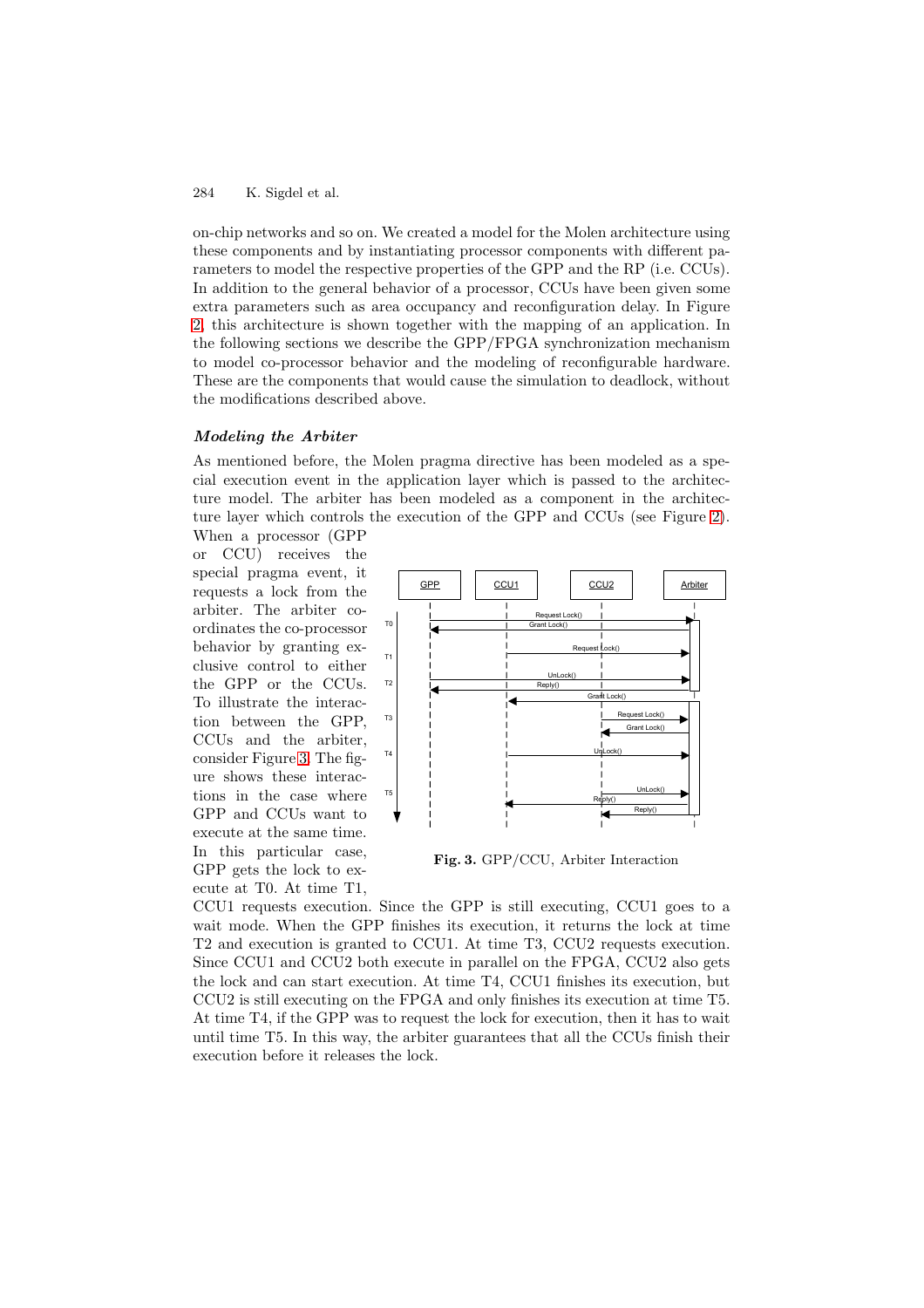on-chip networks and so on. We created a model for the Molen architecture using these components and by instantiating processor components with different parameters to model the respective properties of the GPP and the RP (i.e. CCUs). In addition to the general behavior of a processor, CCUs have been given some extra parameters such as area occupancy and reconfiguration delay. In Figure 2, this architecture is shown together with the mapping of an application. In the following sections we describe the GPP/FPGA synchronization mechanism to model co-processor behavior and the modeling of reconfigurable hardware. These are the components that would cause the simulation to deadlock, without the modifications described above.

### *Modeling the Arbiter*

As mentioned before, the Molen pragma directive has been modeled as a special execution event in the application layer which is passed to the architecture model. The arbiter has been modeled as a component in the architecture layer which controls the execution of the GPP and CCUs (see Figure 2). When a processor (GPP or CCU) receives the special pragma event, it requests a lock from the arbiter. The arbiter coordinates the co-processor behavior by granting exclusive control to either the GPP or the CCUs. To illustrate the interaction between the GPP, CCUs and the arbiter, consider Figure 3. The figure shows these interactions in the case where GPP and CCUs want to execute at the same time. In this particular case, GPP gets the lock to execute at T0. At time T1, CCU1 requests execution. Since the GPP is still executing, CCU1 goes to a wait mode. When the GPP finishes its execution, it returns the lock at time T2 and execution is granted to CCU1. At time T3, CCU2 requests execution. Since CCU1 and CCU2 both execute in parallel on the FPGA, CCU2 also gets the lock and can start execution. At time T4, CCU1 finishes its execution, but CCU2 is still executing on the FPGA and only finishes its execution at time T5. At time T4, if the GPP was to request the lock for execution, then it has to wait until time T5. In this way, the arbiter guarantees that all the CCUs finish their execution before it releases the lock.

**Fig. 3.** GPP/CCU, Arbiter Interaction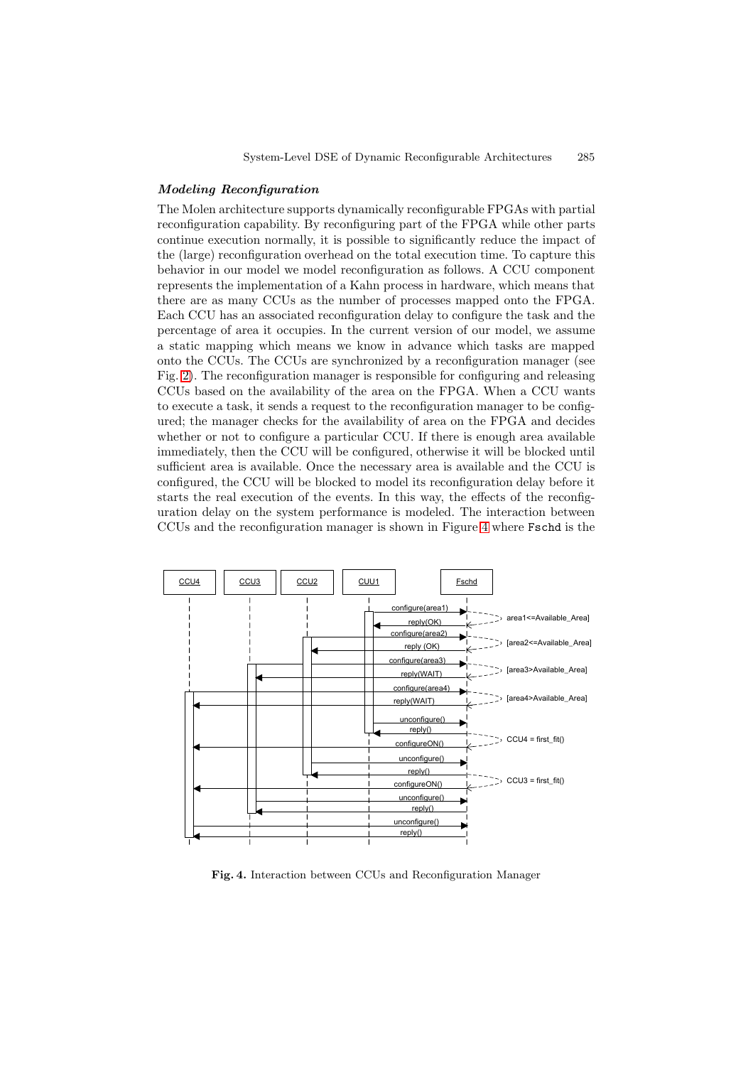### *Modeling Reconfiguration*

The Molen architecture supports dynamically reconfigurable FPGAs with partial reconfiguration capability. By reconfiguring part of the FPGA while other parts continue execution normally, it is possible to significantly reduce the impact of the (large) reconfiguration overhead on the total execution time. To capture this behavior in our model we model reconfiguration as follows. A CCU component represents the implementation of a Kahn process in hardware, which means that there are as many CCUs as the number of processes mapped onto the FPGA. Each CCU has an associated reconfiguration delay to configure the task and the percentage of area it occupies. In the current version of our model, we assume a static mapping which means we know in advance which tasks are mapped onto the CCUs. The CCUs are synchronized by a reconfiguration manager (see Fig. 2). The reconfiguration manager is responsible for configuring and releasing CCUs based on the availability of the area on the FPGA. When a CCU wants to execute a task, it sends a request to the reconfiguration manager to be configured; the manager checks for the availability of area on the FPGA and decides whether or not to configure a particular CCU. If there is enough area available immediately, then the CCU will be configured, otherwise it will be blocked until sufficient area is available. Once the necessary area is available and the CCU is configured, the CCU will be blocked to model its reconfiguration delay before it starts the real execution of the events. In this way, the effects of the reconfiguration delay on the system performance is modeled. The interaction between CCUs and the reconfiguration manager is shown in Figure 4 where `Fschd` is the

CCU4
CCU3
CCU2
CUU1
Fschd
configure(area1)
reply(OK)
area1<=Available_Area]
configure(area2)
reply (OK)
[area2<=Available_Area]
configure(area3)
reply(WAIT)
[area3>Available_Area]
configure(area4)
reply(WAIT)
[area4>Available_Area]
unconfigure()
reply()
configureON()
CCU4 = first_fit()
unconfigure()
reply()
configureON()
CCU3 = first_fit()
unconfigure()
reply()
unconfigure()
reply()

**Fig. 4.** Interaction between CCUs and Reconfiguration Manager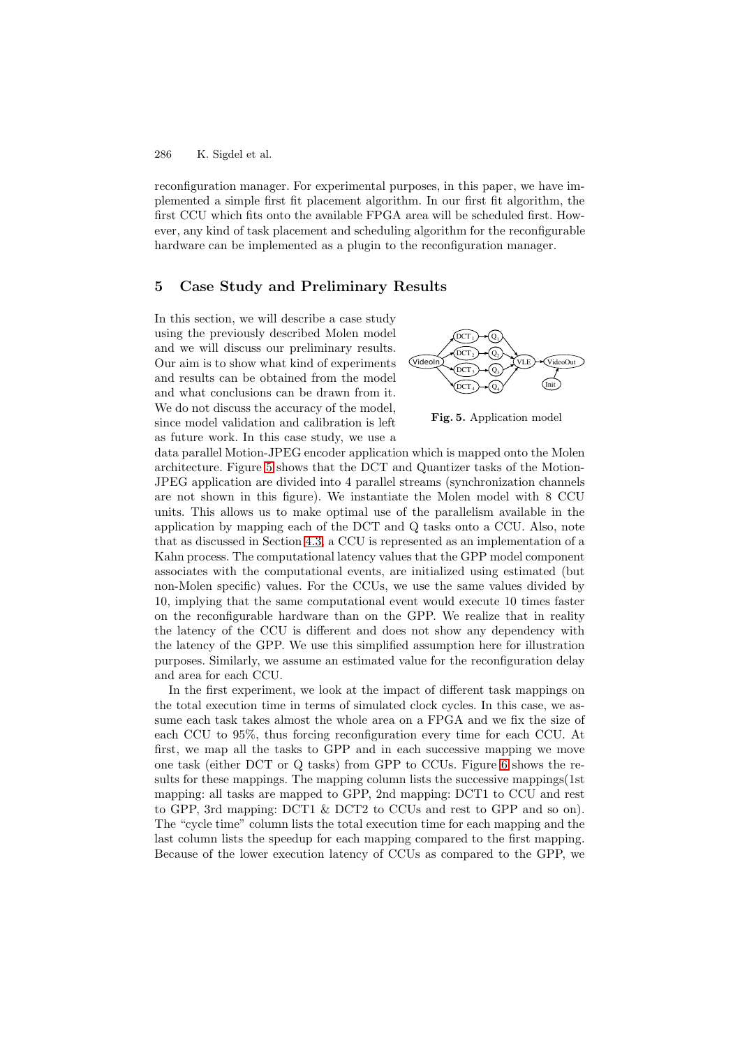reconfiguration manager. For experimental purposes, in this paper, we have implemented a simple first fit placement algorithm. In our first fit algorithm, the first CCU which fits onto the available FPGA area will be scheduled first. However, any kind of task placement and scheduling algorithm for the reconfigurable hardware can be implemented as a plugin to the reconfiguration manager.

## 5 Case Study and Preliminary Results

In this section, we will describe a case study using the previously described Molen model and we will discuss our preliminary results. Our aim is to show what kind of experiments and results can be obtained from the model and what conclusions can be drawn from it. We do not discuss the accuracy of the model, since model validation and calibration is left as future work. In this case study, we use a data parallel Motion-JPEG encoder application which is mapped onto the Molen architecture. Figure 5 shows that the DCT and Quantizer tasks of the Motion-JPEG application are divided into 4 parallel streams (synchronization channels are not shown in this figure). We instantiate the Molen model with 8 CCU units. This allows us to make optimal use of the parallelism available in the application by mapping each of the DCT and Q tasks onto a CCU. Also, note that as discussed in Section 4.3, a CCU is represented as an implementation of a Kahn process. The computational latency values that the GPP model component associates with the computational events, are initialized using estimated (but non-Molen specific) values. For the CCUs, we use the same values divided by 10, implying that the same computational event would execute 10 times faster on the reconfigurable hardware than on the GPP. We realize that in reality the latency of the CCU is different and does not show any dependency with the latency of the GPP. We use this simplified assumption here for illustration purposes. Similarly, we assume an estimated value for the reconfiguration delay and area for each CCU.

**Fig. 5.** Application model

In the first experiment, we look at the impact of different task mappings on the total execution time in terms of simulated clock cycles. In this case, we assume each task takes almost the whole area on a FPGA and we fix the size of each CCU to 95%, thus forcing reconfiguration every time for each CCU. At first, we map all the tasks to GPP and in each successive mapping we move one task (either DCT or Q tasks) from GPP to CCUs. Figure 6 shows the results for these mappings. The mapping column lists the successive mappings(1st mapping: all tasks are mapped to GPP, 2nd mapping: DCT1 to CCU and rest to GPP, 3rd mapping: DCT1 & DCT2 to CCUs and rest to GPP and so on). The "cycle time" column lists the total execution time for each mapping and the last column lists the speedup for each mapping compared to the first mapping. Because of the lower execution latency of CCUs as compared to the GPP, we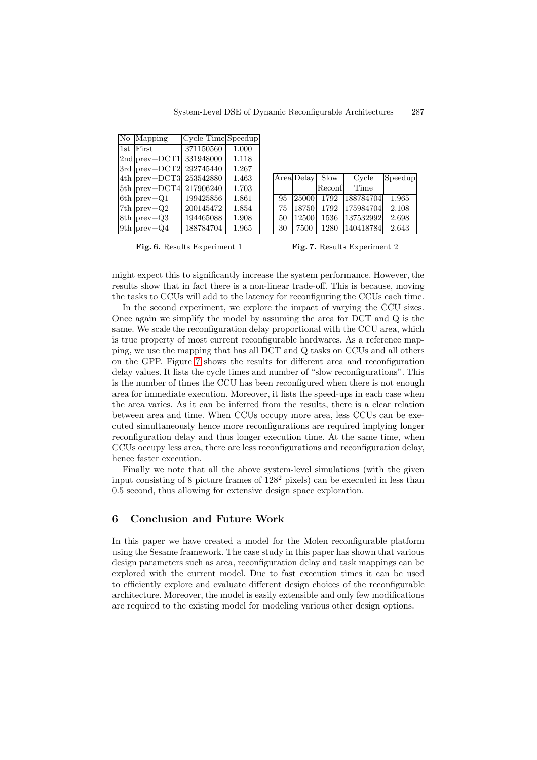| No | Mapping | Cycle Time | Speedup |
|---|---|---|---|
| 1st | First | 371150560 | 1.000 |
| 2nd | prev+DCT1 | 331948000 | 1.118 |
| 3rd | prev+DCT2 | 292745440 | 1.267 |
| 4th | prev+DCT3 | 253542880 | 1.463 |
| 5th | prev+DCT4 | 217906240 | 1.703 |
| 6th | prev+Q1 | 199425856 | 1.861 |
| 7th | prev+Q2 | 200145472 | 1.854 |
| 8th | prev+Q3 | 194465088 | 1.908 |
| 9th | prev+Q4 | 188784704 | 1.965 |

**Fig. 6.** Results Experiment 1

| Area | Delay | Slow Reconf | Cycle Time | Speedup |
|---|---|---|---|---|
| 95 | 25000 | 1792 | 188784704 | 1.965 |
| 75 | 18750 | 1792 | 175984704 | 2.108 |
| 50 | 12500 | 1536 | 137532992 | 2.698 |
| 30 | 7500 | 1280 | 140418784 | 2.643 |

**Fig. 7.** Results Experiment 2

might expect this to significantly increase the system performance. However, the results show that in fact there is a non-linear trade-off. This is because, moving the tasks to CCUs will add to the latency for reconfiguring the CCUs each time.

In the second experiment, we explore the impact of varying the CCU sizes. Once again we simplify the model by assuming the area for DCT and Q is the same. We scale the reconfiguration delay proportional with the CCU area, which is true property of most current reconfigurable hardwares. As a reference mapping, we use the mapping that has all DCT and Q tasks on CCUs and all others on the GPP. Figure 7 shows the results for different area and reconfiguration delay values. It lists the cycle times and number of "slow reconfigurations". This is the number of times the CCU has been reconfigured when there is not enough area for immediate execution. Moreover, it lists the speed-ups in each case when the area varies. As it can be inferred from the results, there is a clear relation between area and time. When CCUs occupy more area, less CCUs can be executed simultaneously hence more reconfigurations are required implying longer reconfiguration delay and thus longer execution time. At the same time, when CCUs occupy less area, there are less reconfigurations and reconfiguration delay, hence faster execution.

Finally we note that all the above system-level simulations (with the given input consisting of 8 picture frames of $128^2$ pixels) can be executed in less than 0.5 second, thus allowing for extensive design space exploration.

## 6 Conclusion and Future Work

In this paper we have created a model for the Molen reconfigurable platform using the Sesame framework. The case study in this paper has shown that various design parameters such as area, reconfiguration delay and task mappings can be explored with the current model. Due to fast execution times it can be used to efficiently explore and evaluate different design choices of the reconfigurable architecture. Moreover, the model is easily extensible and only few modifications are required to the existing model for modeling various other design options.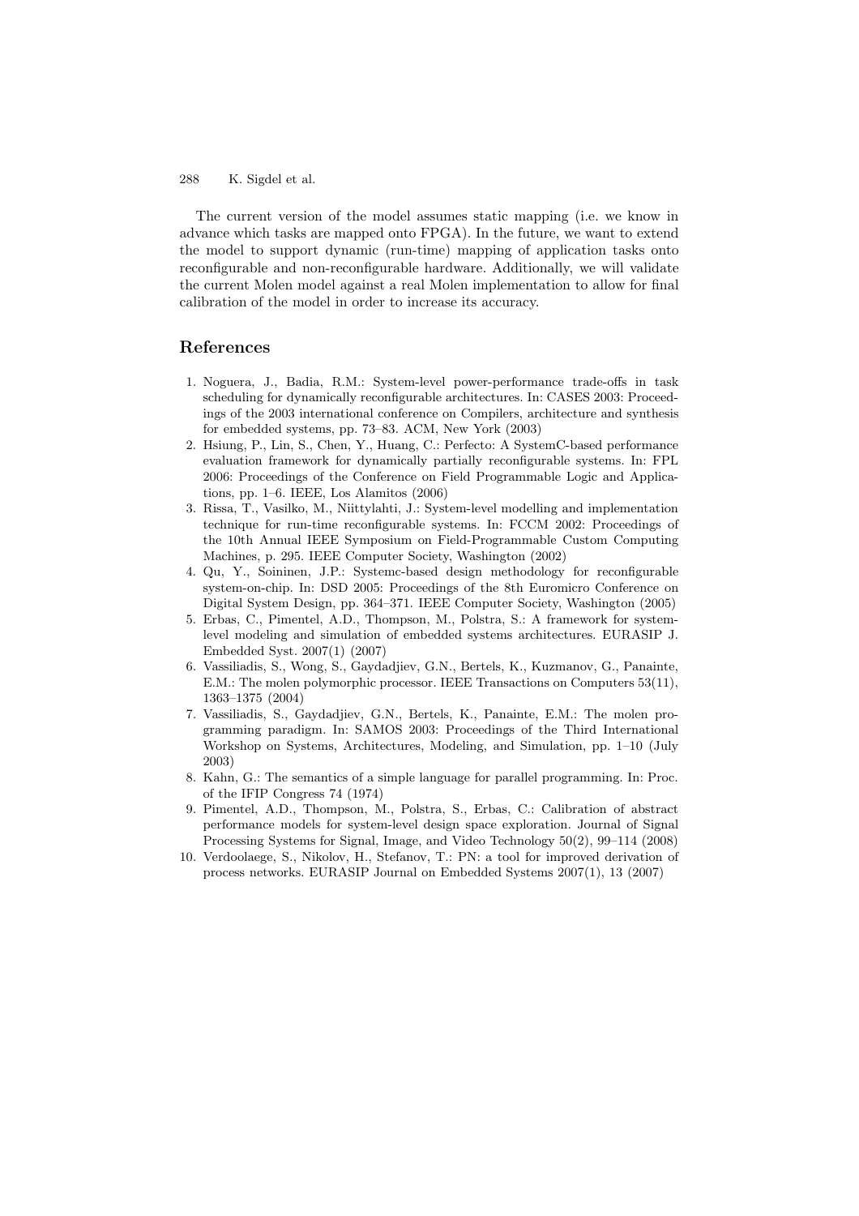The current version of the model assumes static mapping (i.e. we know in advance which tasks are mapped onto FPGA). In the future, we want to extend the model to support dynamic (run-time) mapping of application tasks onto reconfigurable and non-reconfigurable hardware. Additionally, we will validate the current Molen model against a real Molen implementation to allow for final calibration of the model in order to increase its accuracy.

## References

1. Noguera, J., Badia, R.M.: System-level power-performance trade-offs in task scheduling for dynamically reconfigurable architectures. In: CASES 2003: Proceedings of the 2003 international conference on Compilers, architecture and synthesis for embedded systems, pp. 73–83. ACM, New York (2003)
2. Hsiung, P., Lin, S., Chen, Y., Huang, C.: Perfecto: A SystemC-based performance evaluation framework for dynamically partially reconfigurable systems. In: FPL 2006: Proceedings of the Conference on Field Programmable Logic and Applications, pp. 1–6. IEEE, Los Alamitos (2006)
3. Rissa, T., Vasilko, M., Niittylahti, J.: System-level modelling and implementation technique for run-time reconfigurable systems. In: FCCM 2002: Proceedings of the 10th Annual IEEE Symposium on Field-Programmable Custom Computing Machines, p. 295. IEEE Computer Society, Washington (2002)
4. Qu, Y., Soininen, J.P.: Systemc-based design methodology for reconfigurable system-on-chip. In: DSD 2005: Proceedings of the 8th Euromicro Conference on Digital System Design, pp. 364–371. IEEE Computer Society, Washington (2005)
5. Erbas, C., Pimentel, A.D., Thompson, M., Polstra, S.: A framework for system-level modeling and simulation of embedded systems architectures. EURASIP J. Embedded Syst. 2007(1) (2007)
6. Vassiliadis, S., Wong, S., Gaydadjiev, G.N., Bertels, K., Kuzmanov, G., Panainte, E.M.: The molen polymorphic processor. IEEE Transactions on Computers 53(11), 1363–1375 (2004)
7. Vassiliadis, S., Gaydadjiev, G.N., Bertels, K., Panainte, E.M.: The molen programming paradigm. In: SAMOS 2003: Proceedings of the Third International Workshop on Systems, Architectures, Modeling, and Simulation, pp. 1–10 (July 2003)
8. Kahn, G.: The semantics of a simple language for parallel programming. In: Proc. of the IFIP Congress 74 (1974)
9. Pimentel, A.D., Thompson, M., Polstra, S., Erbas, C.: Calibration of abstract performance models for system-level design space exploration. Journal of Signal Processing Systems for Signal, Image, and Video Technology 50(2), 99–114 (2008)
10. Verdoolaege, S., Nikolov, H., Stefanov, T.: PN: a tool for improved derivation of process networks. EURASIP Journal on Embedded Systems 2007(1), 13 (2007)